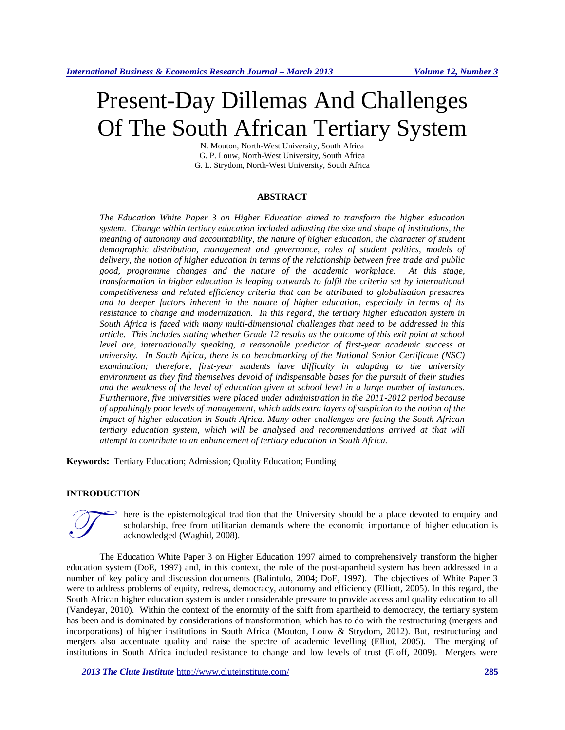# Present-Day Dillemas And Challenges Of The South African Tertiary System

N. Mouton, North-West University, South Africa
G. P. Louw, North-West University, South Africa
G. L. Strydom, North-West University, South Africa

## ABSTRACT

*The Education White Paper 3 on Higher Education aimed to transform the higher education system. Change within tertiary education included adjusting the size and shape of institutions, the meaning of autonomy and accountability, the nature of higher education, the character of student demographic distribution, management and governance, roles of student politics, models of delivery, the notion of higher education in terms of the relationship between free trade and public good, programme changes and the nature of the academic workplace. At this stage, transformation in higher education is leaping outwards to fulfil the criteria set by international competitiveness and related efficiency criteria that can be attributed to globalisation pressures and to deeper factors inherent in the nature of higher education, especially in terms of its resistance to change and modernization. In this regard, the tertiary higher education system in South Africa is faced with many multi-dimensional challenges that need to be addressed in this article. This includes stating whether Grade 12 results as the outcome of this exit point at school level are, internationally speaking, a reasonable predictor of first-year academic success at university. In South Africa, there is no benchmarking of the National Senior Certificate (NSC) examination; therefore, first-year students have difficulty in adapting to the university environment as they find themselves devoid of indispensable bases for the pursuit of their studies and the weakness of the level of education given at school level in a large number of instances. Furthermore, five universities were placed under administration in the 2011-2012 period because of appallingly poor levels of management, which adds extra layers of suspicion to the notion of the impact of higher education in South Africa. Many other challenges are facing the South African tertiary education system, which will be analysed and recommendations arrived at that will attempt to contribute to an enhancement of tertiary education in South Africa.*

**Keywords:** Tertiary Education; Admission; Quality Education; Funding

## INTRODUCTION

There is the epistemological tradition that the University should be a place devoted to enquiry and scholarship, free from utilitarian demands where the economic importance of higher education is acknowledged (Waghid, 2008).

The Education White Paper 3 on Higher Education 1997 aimed to comprehensively transform the higher education system (DoE, 1997) and, in this context, the role of the post-apartheid system has been addressed in a number of key policy and discussion documents (Balintulo, 2004; DoE, 1997). The objectives of White Paper 3 were to address problems of equity, redress, democracy, autonomy and efficiency (Elliott, 2005). In this regard, the South African higher education system is under considerable pressure to provide access and quality education to all (Vandeyar, 2010). Within the context of the enormity of the shift from apartheid to democracy, the tertiary system has been and is dominated by considerations of transformation, which has to do with the restructuring (mergers and incorporations) of higher institutions in South Africa (Mouton, Louw & Strydom, 2012). But, restructuring and mergers also accentuate quality and raise the spectre of academic levelling (Elliot, 2005). The merging of institutions in South Africa included resistance to change and low levels of trust (Eloff, 2009). Mergers were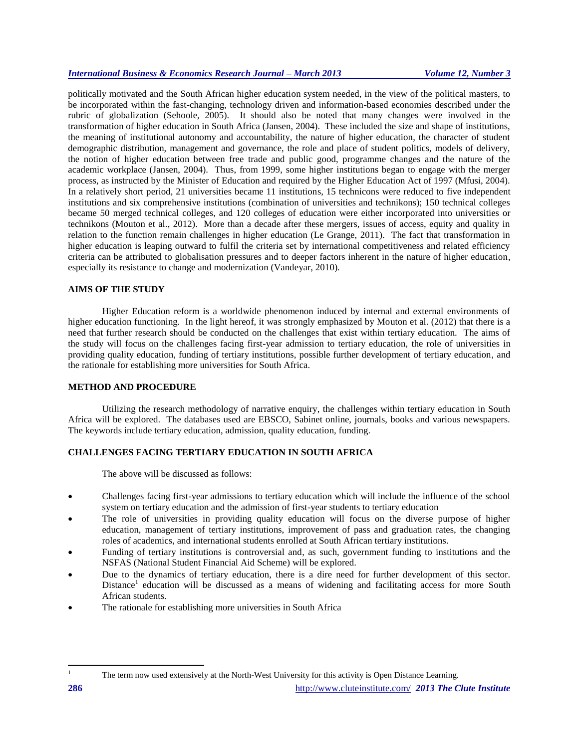politically motivated and the South African higher education system needed, in the view of the political masters, to be incorporated within the fast-changing, technology driven and information-based economies described under the rubric of globalization (Sehoole, 2005). It should also be noted that many changes were involved in the transformation of higher education in South Africa (Jansen, 2004). These included the size and shape of institutions, the meaning of institutional autonomy and accountability, the nature of higher education, the character of student demographic distribution, management and governance, the role and place of student politics, models of delivery, the notion of higher education between free trade and public good, programme changes and the nature of the academic workplace (Jansen, 2004). Thus, from 1999, some higher institutions began to engage with the merger process, as instructed by the Minister of Education and required by the Higher Education Act of 1997 (Mfusi, 2004). In a relatively short period, 21 universities became 11 institutions, 15 technicons were reduced to five independent institutions and six comprehensive institutions (combination of universities and technikons); 150 technical colleges became 50 merged technical colleges, and 120 colleges of education were either incorporated into universities or technikons (Mouton et al., 2012). More than a decade after these mergers, issues of access, equity and quality in relation to the function remain challenges in higher education (Le Grange, 2011). The fact that transformation in higher education is leaping outward to fulfil the criteria set by international competitiveness and related efficiency criteria can be attributed to globalisation pressures and to deeper factors inherent in the nature of higher education, especially its resistance to change and modernization (Vandeyar, 2010).

## AIMS OF THE STUDY

Higher Education reform is a worldwide phenomenon induced by internal and external environments of higher education functioning. In the light hereof, it was strongly emphasized by Mouton et al. (2012) that there is a need that further research should be conducted on the challenges that exist within tertiary education. The aims of the study will focus on the challenges facing first-year admission to tertiary education, the role of universities in providing quality education, funding of tertiary institutions, possible further development of tertiary education, and the rationale for establishing more universities for South Africa.

## METHOD AND PROCEDURE

Utilizing the research methodology of narrative enquiry, the challenges within tertiary education in South Africa will be explored. The databases used are EBSCO, Sabinet online, journals, books and various newspapers. The keywords include tertiary education, admission, quality education, funding.

## CHALLENGES FACING TERTIARY EDUCATION IN SOUTH AFRICA

The above will be discussed as follows:

- Challenges facing first-year admissions to tertiary education which will include the influence of the school system on tertiary education and the admission of first-year students to tertiary education
- The role of universities in providing quality education will focus on the diverse purpose of higher education, management of tertiary institutions, improvement of pass and graduation rates, the changing roles of academics, and international students enrolled at South African tertiary institutions.
- Funding of tertiary institutions is controversial and, as such, government funding to institutions and the NSFAS (National Student Financial Aid Scheme) will be explored.
- Due to the dynamics of tertiary education, there is a dire need for further development of this sector. Distance[1] education will be discussed as a means of widening and facilitating access for more South African students.
- The rationale for establishing more universities in South Africa

[1] The term now used extensively at the North-West University for this activity is Open Distance Learning.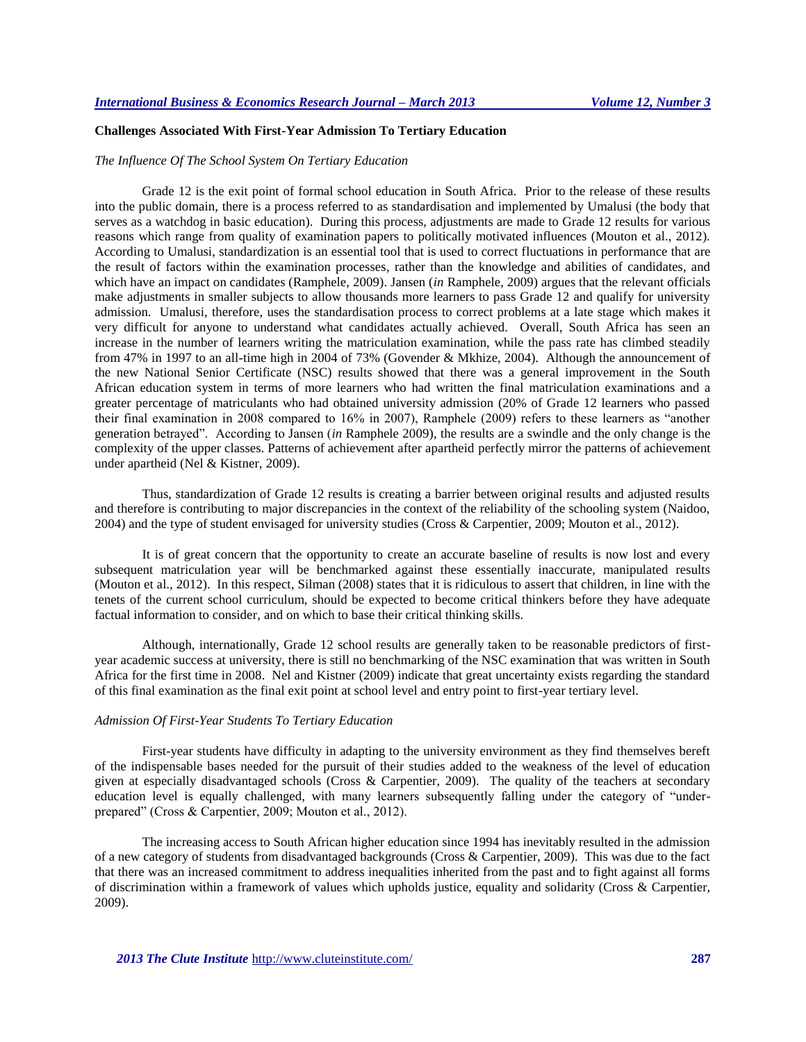## Challenges Associated With First-Year Admission To Tertiary Education

### *The Influence Of The School System On Tertiary Education*

Grade 12 is the exit point of formal school education in South Africa. Prior to the release of these results into the public domain, there is a process referred to as standardisation and implemented by Umalusi (the body that serves as a watchdog in basic education). During this process, adjustments are made to Grade 12 results for various reasons which range from quality of examination papers to politically motivated influences (Mouton et al., 2012). According to Umalusi, standardization is an essential tool that is used to correct fluctuations in performance that are the result of factors within the examination processes, rather than the knowledge and abilities of candidates, and which have an impact on candidates (Ramphele, 2009). Jansen (*in* Ramphele, 2009) argues that the relevant officials make adjustments in smaller subjects to allow thousands more learners to pass Grade 12 and qualify for university admission. Umalusi, therefore, uses the standardisation process to correct problems at a late stage which makes it very difficult for anyone to understand what candidates actually achieved. Overall, South Africa has seen an increase in the number of learners writing the matriculation examination, while the pass rate has climbed steadily from 47% in 1997 to an all-time high in 2004 of 73% (Govender & Mkhize, 2004). Although the announcement of the new National Senior Certificate (NSC) results showed that there was a general improvement in the South African education system in terms of more learners who had written the final matriculation examinations and a greater percentage of matriculants who had obtained university admission (20% of Grade 12 learners who passed their final examination in 2008 compared to 16% in 2007), Ramphele (2009) refers to these learners as "another generation betrayed". According to Jansen (*in* Ramphele 2009), the results are a swindle and the only change is the complexity of the upper classes. Patterns of achievement after apartheid perfectly mirror the patterns of achievement under apartheid (Nel & Kistner, 2009).

Thus, standardization of Grade 12 results is creating a barrier between original results and adjusted results and therefore is contributing to major discrepancies in the context of the reliability of the schooling system (Naidoo, 2004) and the type of student envisaged for university studies (Cross & Carpentier, 2009; Mouton et al., 2012).

It is of great concern that the opportunity to create an accurate baseline of results is now lost and every subsequent matriculation year will be benchmarked against these essentially inaccurate, manipulated results (Mouton et al., 2012). In this respect, Silman (2008) states that it is ridiculous to assert that children, in line with the tenets of the current school curriculum, should be expected to become critical thinkers before they have adequate factual information to consider, and on which to base their critical thinking skills.

Although, internationally, Grade 12 school results are generally taken to be reasonable predictors of first-year academic success at university, there is still no benchmarking of the NSC examination that was written in South Africa for the first time in 2008. Nel and Kistner (2009) indicate that great uncertainty exists regarding the standard of this final examination as the final exit point at school level and entry point to first-year tertiary level.

### *Admission Of First-Year Students To Tertiary Education*

First-year students have difficulty in adapting to the university environment as they find themselves bereft of the indispensable bases needed for the pursuit of their studies added to the weakness of the level of education given at especially disadvantaged schools (Cross & Carpentier, 2009). The quality of the teachers at secondary education level is equally challenged, with many learners subsequently falling under the category of "under-prepared" (Cross & Carpentier, 2009; Mouton et al., 2012).

The increasing access to South African higher education since 1994 has inevitably resulted in the admission of a new category of students from disadvantaged backgrounds (Cross & Carpentier, 2009). This was due to the fact that there was an increased commitment to address inequalities inherited from the past and to fight against all forms of discrimination within a framework of values which upholds justice, equality and solidarity (Cross & Carpentier, 2009).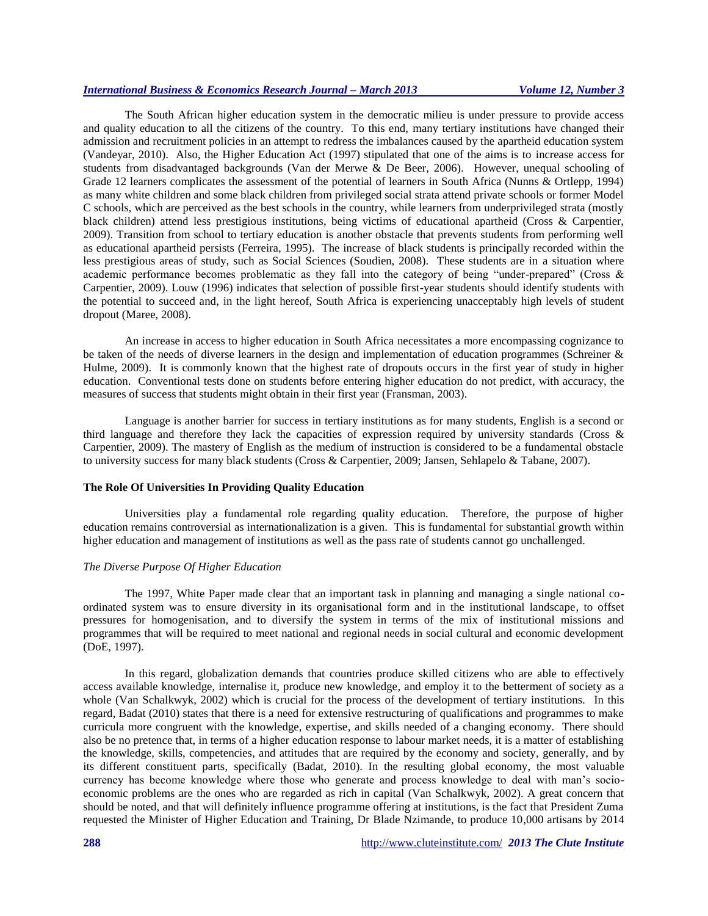The South African higher education system in the democratic milieu is under pressure to provide access and quality education to all the citizens of the country. To this end, many tertiary institutions have changed their admission and recruitment policies in an attempt to redress the imbalances caused by the apartheid education system (Vandeyar, 2010). Also, the Higher Education Act (1997) stipulated that one of the aims is to increase access for students from disadvantaged backgrounds (Van der Merwe & De Beer, 2006). However, unequal schooling of Grade 12 learners complicates the assessment of the potential of learners in South Africa (Nunns & Ortlepp, 1994) as many white children and some black children from privileged social strata attend private schools or former Model C schools, which are perceived as the best schools in the country, while learners from underprivileged strata (mostly black children) attend less prestigious institutions, being victims of educational apartheid (Cross & Carpentier, 2009). Transition from school to tertiary education is another obstacle that prevents students from performing well as educational apartheid persists (Ferreira, 1995). The increase of black students is principally recorded within the less prestigious areas of study, such as Social Sciences (Soudien, 2008). These students are in a situation where academic performance becomes problematic as they fall into the category of being "under-prepared" (Cross & Carpentier, 2009). Louw (1996) indicates that selection of possible first-year students should identify students with the potential to succeed and, in the light hereof, South Africa is experiencing unacceptably high levels of student dropout (Maree, 2008).

An increase in access to higher education in South Africa necessitates a more encompassing cognizance to be taken of the needs of diverse learners in the design and implementation of education programmes (Schreiner & Hulme, 2009). It is commonly known that the highest rate of dropouts occurs in the first year of study in higher education. Conventional tests done on students before entering higher education do not predict, with accuracy, the measures of success that students might obtain in their first year (Fransman, 2003).

Language is another barrier for success in tertiary institutions as for many students, English is a second or third language and therefore they lack the capacities of expression required by university standards (Cross & Carpentier, 2009). The mastery of English as the medium of instruction is considered to be a fundamental obstacle to university success for many black students (Cross & Carpentier, 2009; Jansen, Sehlapelo & Tabane, 2007).

## The Role Of Universities In Providing Quality Education

Universities play a fundamental role regarding quality education. Therefore, the purpose of higher education remains controversial as internationalization is a given. This is fundamental for substantial growth within higher education and management of institutions as well as the pass rate of students cannot go unchallenged.

### *The Diverse Purpose Of Higher Education*

The 1997, White Paper made clear that an important task in planning and managing a single national co-ordinated system was to ensure diversity in its organisational form and in the institutional landscape, to offset pressures for homogenisation, and to diversify the system in terms of the mix of institutional missions and programmes that will be required to meet national and regional needs in social cultural and economic development (DoE, 1997).

In this regard, globalization demands that countries produce skilled citizens who are able to effectively access available knowledge, internalise it, produce new knowledge, and employ it to the betterment of society as a whole (Van Schalkwyk, 2002) which is crucial for the process of the development of tertiary institutions. In this regard, Badat (2010) states that there is a need for extensive restructuring of qualifications and programmes to make curricula more congruent with the knowledge, expertise, and skills needed of a changing economy. There should also be no pretence that, in terms of a higher education response to labour market needs, it is a matter of establishing the knowledge, skills, competencies, and attitudes that are required by the economy and society, generally, and by its different constituent parts, specifically (Badat, 2010). In the resulting global economy, the most valuable currency has become knowledge where those who generate and process knowledge to deal with man's socio-economic problems are the ones who are regarded as rich in capital (Van Schalkwyk, 2002). A great concern that should be noted, and that will definitely influence programme offering at institutions, is the fact that President Zuma requested the Minister of Higher Education and Training, Dr Blade Nzimande, to produce 10,000 artisans by 2014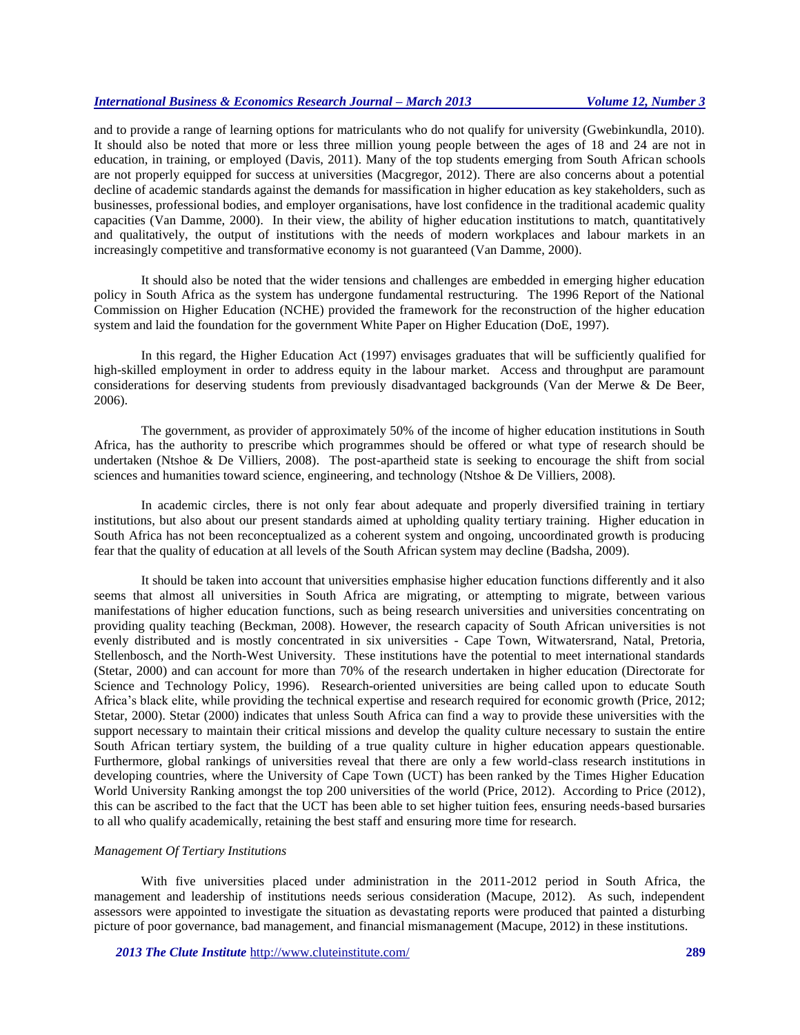and to provide a range of learning options for matriculants who do not qualify for university (Gwebinkundla, 2010). It should also be noted that more or less three million young people between the ages of 18 and 24 are not in education, in training, or employed (Davis, 2011). Many of the top students emerging from South African schools are not properly equipped for success at universities (Macgregor, 2012). There are also concerns about a potential decline of academic standards against the demands for massification in higher education as key stakeholders, such as businesses, professional bodies, and employer organisations, have lost confidence in the traditional academic quality capacities (Van Damme, 2000). In their view, the ability of higher education institutions to match, quantitatively and qualitatively, the output of institutions with the needs of modern workplaces and labour markets in an increasingly competitive and transformative economy is not guaranteed (Van Damme, 2000).

It should also be noted that the wider tensions and challenges are embedded in emerging higher education policy in South Africa as the system has undergone fundamental restructuring. The 1996 Report of the National Commission on Higher Education (NCHE) provided the framework for the reconstruction of the higher education system and laid the foundation for the government White Paper on Higher Education (DoE, 1997).

In this regard, the Higher Education Act (1997) envisages graduates that will be sufficiently qualified for high-skilled employment in order to address equity in the labour market. Access and throughput are paramount considerations for deserving students from previously disadvantaged backgrounds (Van der Merwe & De Beer, 2006).

The government, as provider of approximately 50% of the income of higher education institutions in South Africa, has the authority to prescribe which programmes should be offered or what type of research should be undertaken (Ntshoe & De Villiers, 2008). The post-apartheid state is seeking to encourage the shift from social sciences and humanities toward science, engineering, and technology (Ntshoe & De Villiers, 2008).

In academic circles, there is not only fear about adequate and properly diversified training in tertiary institutions, but also about our present standards aimed at upholding quality tertiary training. Higher education in South Africa has not been reconceptualized as a coherent system and ongoing, uncoordinated growth is producing fear that the quality of education at all levels of the South African system may decline (Badsha, 2009).

It should be taken into account that universities emphasise higher education functions differently and it also seems that almost all universities in South Africa are migrating, or attempting to migrate, between various manifestations of higher education functions, such as being research universities and universities concentrating on providing quality teaching (Beckman, 2008). However, the research capacity of South African universities is not evenly distributed and is mostly concentrated in six universities - Cape Town, Witwatersrand, Natal, Pretoria, Stellenbosch, and the North-West University. These institutions have the potential to meet international standards (Stetar, 2000) and can account for more than 70% of the research undertaken in higher education (Directorate for Science and Technology Policy, 1996). Research-oriented universities are being called upon to educate South Africa's black elite, while providing the technical expertise and research required for economic growth (Price, 2012; Stetar, 2000). Stetar (2000) indicates that unless South Africa can find a way to provide these universities with the support necessary to maintain their critical missions and develop the quality culture necessary to sustain the entire South African tertiary system, the building of a true quality culture in higher education appears questionable. Furthermore, global rankings of universities reveal that there are only a few world-class research institutions in developing countries, where the University of Cape Town (UCT) has been ranked by the Times Higher Education World University Ranking amongst the top 200 universities of the world (Price, 2012). According to Price (2012), this can be ascribed to the fact that the UCT has been able to set higher tuition fees, ensuring needs-based bursaries to all who qualify academically, retaining the best staff and ensuring more time for research.

*Management Of Tertiary Institutions*

With five universities placed under administration in the 2011-2012 period in South Africa, the management and leadership of institutions needs serious consideration (Macupe, 2012). As such, independent assessors were appointed to investigate the situation as devastating reports were produced that painted a disturbing picture of poor governance, bad management, and financial mismanagement (Macupe, 2012) in these institutions.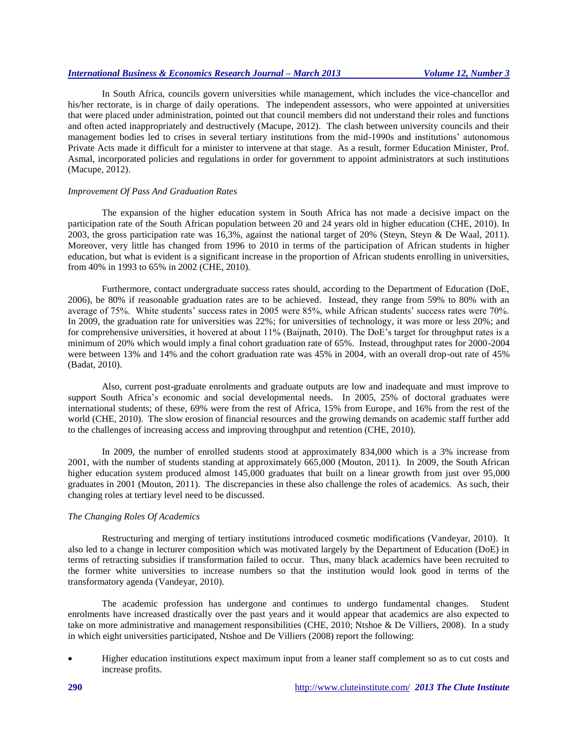In South Africa, councils govern universities while management, which includes the vice-chancellor and his/her rectorate, is in charge of daily operations. The independent assessors, who were appointed at universities that were placed under administration, pointed out that council members did not understand their roles and functions and often acted inappropriately and destructively (Macupe, 2012). The clash between university councils and their management bodies led to crises in several tertiary institutions from the mid-1990s and institutions' autonomous Private Acts made it difficult for a minister to intervene at that stage. As a result, former Education Minister, Prof. Asmal, incorporated policies and regulations in order for government to appoint administrators at such institutions (Macupe, 2012).

### *Improvement Of Pass And Graduation Rates*

The expansion of the higher education system in South Africa has not made a decisive impact on the participation rate of the South African population between 20 and 24 years old in higher education (CHE, 2010). In 2003, the gross participation rate was 16,3%, against the national target of 20% (Steyn, Steyn & De Waal, 2011). Moreover, very little has changed from 1996 to 2010 in terms of the participation of African students in higher education, but what is evident is a significant increase in the proportion of African students enrolling in universities, from 40% in 1993 to 65% in 2002 (CHE, 2010).

Furthermore, contact undergraduate success rates should, according to the Department of Education (DoE, 2006), be 80% if reasonable graduation rates are to be achieved. Instead, they range from 59% to 80% with an average of 75%. White students' success rates in 2005 were 85%, while African students' success rates were 70%. In 2009, the graduation rate for universities was 22%; for universities of technology, it was more or less 20%; and for comprehensive universities, it hovered at about 11% (Baijnath, 2010). The DoE's target for throughput rates is a minimum of 20% which would imply a final cohort graduation rate of 65%. Instead, throughput rates for 2000-2004 were between 13% and 14% and the cohort graduation rate was 45% in 2004, with an overall drop-out rate of 45% (Badat, 2010).

Also, current post-graduate enrolments and graduate outputs are low and inadequate and must improve to support South Africa's economic and social developmental needs. In 2005, 25% of doctoral graduates were international students; of these, 69% were from the rest of Africa, 15% from Europe, and 16% from the rest of the world (CHE, 2010). The slow erosion of financial resources and the growing demands on academic staff further add to the challenges of increasing access and improving throughput and retention (CHE, 2010).

In 2009, the number of enrolled students stood at approximately 834,000 which is a 3% increase from 2001, with the number of students standing at approximately 665,000 (Mouton, 2011). In 2009, the South African higher education system produced almost 145,000 graduates that built on a linear growth from just over 95,000 graduates in 2001 (Mouton, 2011). The discrepancies in these also challenge the roles of academics. As such, their changing roles at tertiary level need to be discussed.

### *The Changing Roles Of Academics*

Restructuring and merging of tertiary institutions introduced cosmetic modifications (Vandeyar, 2010). It also led to a change in lecturer composition which was motivated largely by the Department of Education (DoE) in terms of retracting subsidies if transformation failed to occur. Thus, many black academics have been recruited to the former white universities to increase numbers so that the institution would look good in terms of the transformatory agenda (Vandeyar, 2010).

The academic profession has undergone and continues to undergo fundamental changes. Student enrolments have increased drastically over the past years and it would appear that academics are also expected to take on more administrative and management responsibilities (CHE, 2010; Ntshoe & De Villiers, 2008). In a study in which eight universities participated, Ntshoe and De Villiers (2008) report the following:

- Higher education institutions expect maximum input from a leaner staff complement so as to cut costs and increase profits.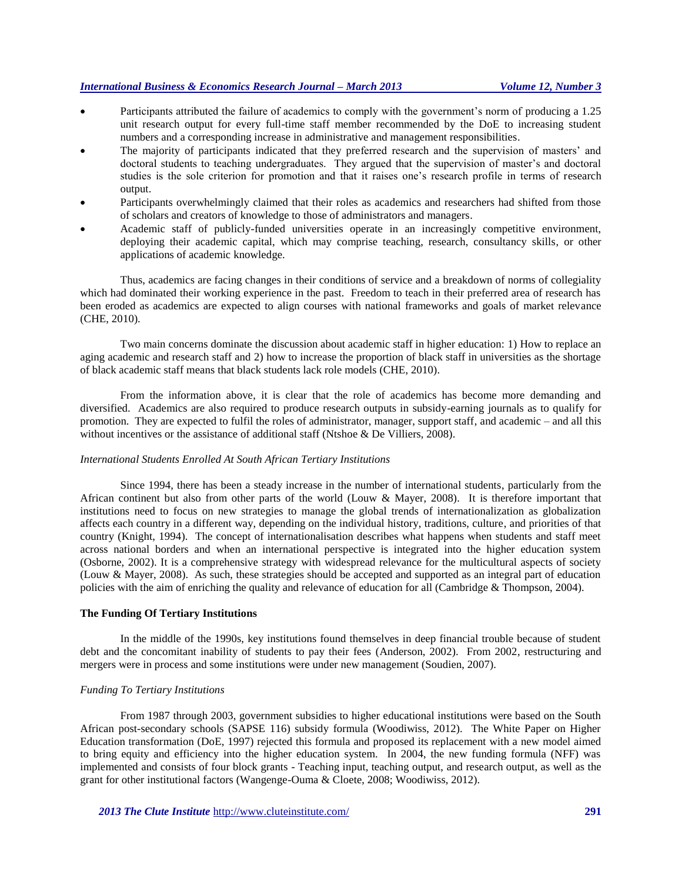- Participants attributed the failure of academics to comply with the government's norm of producing a 1.25 unit research output for every full-time staff member recommended by the DoE to increasing student numbers and a corresponding increase in administrative and management responsibilities.
- The majority of participants indicated that they preferred research and the supervision of masters' and doctoral students to teaching undergraduates. They argued that the supervision of master's and doctoral studies is the sole criterion for promotion and that it raises one's research profile in terms of research output.
- Participants overwhelmingly claimed that their roles as academics and researchers had shifted from those of scholars and creators of knowledge to those of administrators and managers.
- Academic staff of publicly-funded universities operate in an increasingly competitive environment, deploying their academic capital, which may comprise teaching, research, consultancy skills, or other applications of academic knowledge.

Thus, academics are facing changes in their conditions of service and a breakdown of norms of collegiality which had dominated their working experience in the past. Freedom to teach in their preferred area of research has been eroded as academics are expected to align courses with national frameworks and goals of market relevance (CHE, 2010).

Two main concerns dominate the discussion about academic staff in higher education: 1) How to replace an aging academic and research staff and 2) how to increase the proportion of black staff in universities as the shortage of black academic staff means that black students lack role models (CHE, 2010).

From the information above, it is clear that the role of academics has become more demanding and diversified. Academics are also required to produce research outputs in subsidy-earning journals as to qualify for promotion. They are expected to fulfil the roles of administrator, manager, support staff, and academic – and all this without incentives or the assistance of additional staff (Ntshoe & De Villiers, 2008).

*International Students Enrolled At South African Tertiary Institutions*

Since 1994, there has been a steady increase in the number of international students, particularly from the African continent but also from other parts of the world (Louw & Mayer, 2008). It is therefore important that institutions need to focus on new strategies to manage the global trends of internationalization as globalization affects each country in a different way, depending on the individual history, traditions, culture, and priorities of that country (Knight, 1994). The concept of internationalisation describes what happens when students and staff meet across national borders and when an international perspective is integrated into the higher education system (Osborne, 2002). It is a comprehensive strategy with widespread relevance for the multicultural aspects of society (Louw & Mayer, 2008). As such, these strategies should be accepted and supported as an integral part of education policies with the aim of enriching the quality and relevance of education for all (Cambridge & Thompson, 2004).

## The Funding Of Tertiary Institutions

In the middle of the 1990s, key institutions found themselves in deep financial trouble because of student debt and the concomitant inability of students to pay their fees (Anderson, 2002). From 2002, restructuring and mergers were in process and some institutions were under new management (Soudien, 2007).

*Funding To Tertiary Institutions*

From 1987 through 2003, government subsidies to higher educational institutions were based on the South African post-secondary schools (SAPSE 116) subsidy formula (Woodiwiss, 2012). The White Paper on Higher Education transformation (DoE, 1997) rejected this formula and proposed its replacement with a new model aimed to bring equity and efficiency into the higher education system. In 2004, the new funding formula (NFF) was implemented and consists of four block grants - Teaching input, teaching output, and research output, as well as the grant for other institutional factors (Wangenge-Ouma & Cloete, 2008; Woodiwiss, 2012).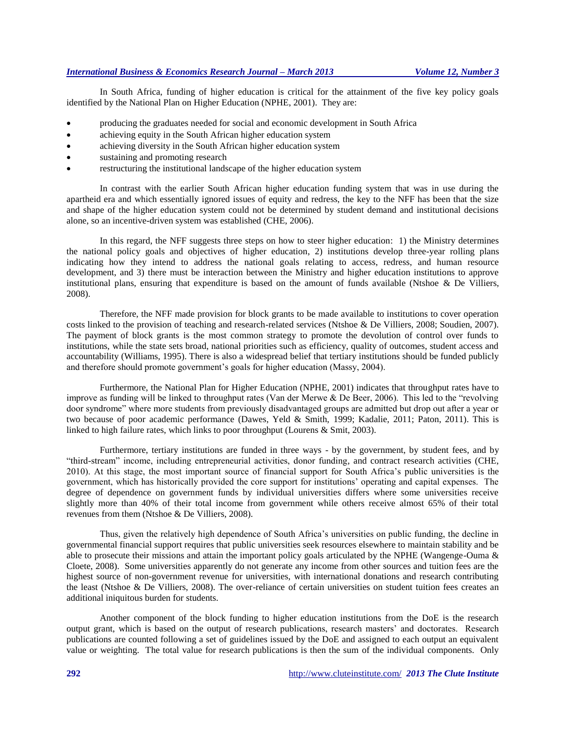In South Africa, funding of higher education is critical for the attainment of the five key policy goals identified by the National Plan on Higher Education (NPHE, 2001). They are:

- producing the graduates needed for social and economic development in South Africa
- achieving equity in the South African higher education system
- achieving diversity in the South African higher education system
- sustaining and promoting research
- restructuring the institutional landscape of the higher education system

In contrast with the earlier South African higher education funding system that was in use during the apartheid era and which essentially ignored issues of equity and redress, the key to the NFF has been that the size and shape of the higher education system could not be determined by student demand and institutional decisions alone, so an incentive-driven system was established (CHE, 2006).

In this regard, the NFF suggests three steps on how to steer higher education: 1) the Ministry determines the national policy goals and objectives of higher education, 2) institutions develop three-year rolling plans indicating how they intend to address the national goals relating to access, redress, and human resource development, and 3) there must be interaction between the Ministry and higher education institutions to approve institutional plans, ensuring that expenditure is based on the amount of funds available (Ntshoe & De Villiers, 2008).

Therefore, the NFF made provision for block grants to be made available to institutions to cover operation costs linked to the provision of teaching and research-related services (Ntshoe & De Villiers, 2008; Soudien, 2007). The payment of block grants is the most common strategy to promote the devolution of control over funds to institutions, while the state sets broad, national priorities such as efficiency, quality of outcomes, student access and accountability (Williams, 1995). There is also a widespread belief that tertiary institutions should be funded publicly and therefore should promote government's goals for higher education (Massy, 2004).

Furthermore, the National Plan for Higher Education (NPHE, 2001) indicates that throughput rates have to improve as funding will be linked to throughput rates (Van der Merwe & De Beer, 2006). This led to the "revolving door syndrome" where more students from previously disadvantaged groups are admitted but drop out after a year or two because of poor academic performance (Dawes, Yeld & Smith, 1999; Kadalie, 2011; Paton, 2011). This is linked to high failure rates, which links to poor throughput (Lourens & Smit, 2003).

Furthermore, tertiary institutions are funded in three ways - by the government, by student fees, and by "third-stream" income, including entrepreneurial activities, donor funding, and contract research activities (CHE, 2010). At this stage, the most important source of financial support for South Africa's public universities is the government, which has historically provided the core support for institutions' operating and capital expenses. The degree of dependence on government funds by individual universities differs where some universities receive slightly more than 40% of their total income from government while others receive almost 65% of their total revenues from them (Ntshoe & De Villiers, 2008).

Thus, given the relatively high dependence of South Africa's universities on public funding, the decline in governmental financial support requires that public universities seek resources elsewhere to maintain stability and be able to prosecute their missions and attain the important policy goals articulated by the NPHE (Wangenge-Ouma & Cloete, 2008). Some universities apparently do not generate any income from other sources and tuition fees are the highest source of non-government revenue for universities, with international donations and research contributing the least (Ntshoe & De Villiers, 2008). The over-reliance of certain universities on student tuition fees creates an additional iniquitous burden for students.

Another component of the block funding to higher education institutions from the DoE is the research output grant, which is based on the output of research publications, research masters' and doctorates. Research publications are counted following a set of guidelines issued by the DoE and assigned to each output an equivalent value or weighting. The total value for research publications is then the sum of the individual components. Only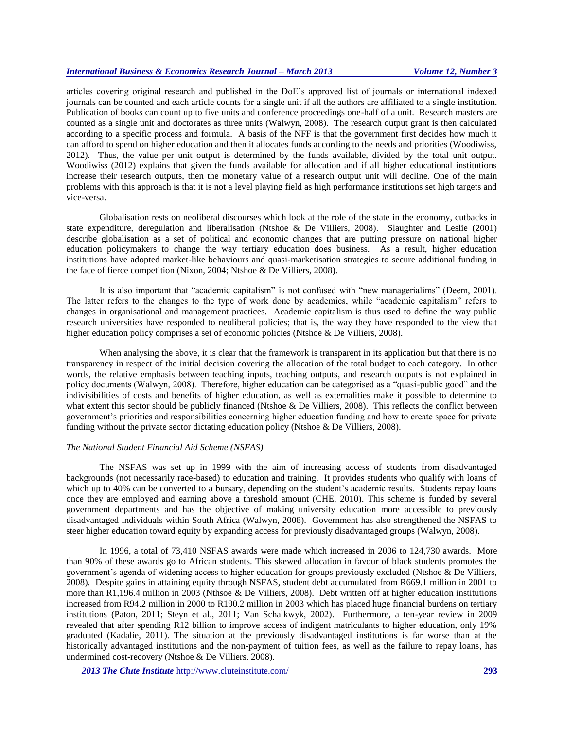articles covering original research and published in the DoE's approved list of journals or international indexed journals can be counted and each article counts for a single unit if all the authors are affiliated to a single institution. Publication of books can count up to five units and conference proceedings one-half of a unit. Research masters are counted as a single unit and doctorates as three units (Walwyn, 2008). The research output grant is then calculated according to a specific process and formula. A basis of the NFF is that the government first decides how much it can afford to spend on higher education and then it allocates funds according to the needs and priorities (Woodiwiss, 2012). Thus, the value per unit output is determined by the funds available, divided by the total unit output. Woodiwiss (2012) explains that given the funds available for allocation and if all higher educational institutions increase their research outputs, then the monetary value of a research output unit will decline. One of the main problems with this approach is that it is not a level playing field as high performance institutions set high targets and vice-versa.

Globalisation rests on neoliberal discourses which look at the role of the state in the economy, cutbacks in state expenditure, deregulation and liberalisation (Ntshoe & De Villiers, 2008). Slaughter and Leslie (2001) describe globalisation as a set of political and economic changes that are putting pressure on national higher education policymakers to change the way tertiary education does business. As a result, higher education institutions have adopted market-like behaviours and quasi-marketisation strategies to secure additional funding in the face of fierce competition (Nixon, 2004; Ntshoe & De Villiers, 2008).

It is also important that "academic capitalism" is not confused with "new managerialims" (Deem, 2001). The latter refers to the changes to the type of work done by academics, while "academic capitalism" refers to changes in organisational and management practices. Academic capitalism is thus used to define the way public research universities have responded to neoliberal policies; that is, the way they have responded to the view that higher education policy comprises a set of economic policies (Ntshoe & De Villiers, 2008).

When analysing the above, it is clear that the framework is transparent in its application but that there is no transparency in respect of the initial decision covering the allocation of the total budget to each category. In other words, the relative emphasis between teaching inputs, teaching outputs, and research outputs is not explained in policy documents (Walwyn, 2008). Therefore, higher education can be categorised as a "quasi-public good" and the indivisibilities of costs and benefits of higher education, as well as externalities make it possible to determine to what extent this sector should be publicly financed (Ntshoe & De Villiers, 2008). This reflects the conflict between government's priorities and responsibilities concerning higher education funding and how to create space for private funding without the private sector dictating education policy (Ntshoe & De Villiers, 2008).

*The National Student Financial Aid Scheme (NSFAS)*

The NSFAS was set up in 1999 with the aim of increasing access of students from disadvantaged backgrounds (not necessarily race-based) to education and training. It provides students who qualify with loans of which up to 40% can be converted to a bursary, depending on the student's academic results. Students repay loans once they are employed and earning above a threshold amount (CHE, 2010). This scheme is funded by several government departments and has the objective of making university education more accessible to previously disadvantaged individuals within South Africa (Walwyn, 2008). Government has also strengthened the NSFAS to steer higher education toward equity by expanding access for previously disadvantaged groups (Walwyn, 2008).

In 1996, a total of 73,410 NSFAS awards were made which increased in 2006 to 124,730 awards. More than 90% of these awards go to African students. This skewed allocation in favour of black students promotes the government's agenda of widening access to higher education for groups previously excluded (Ntshoe & De Villiers, 2008). Despite gains in attaining equity through NSFAS, student debt accumulated from R669.1 million in 2001 to more than R1,196.4 million in 2003 (Nthsoe & De Villiers, 2008). Debt written off at higher education institutions increased from R94.2 million in 2000 to R190.2 million in 2003 which has placed huge financial burdens on tertiary institutions (Paton, 2011; Steyn et al., 2011; Van Schalkwyk, 2002). Furthermore, a ten-year review in 2009 revealed that after spending R12 billion to improve access of indigent matriculants to higher education, only 19% graduated (Kadalie, 2011). The situation at the previously disadvantaged institutions is far worse than at the historically advantaged institutions and the non-payment of tuition fees, as well as the failure to repay loans, has undermined cost-recovery (Ntshoe & De Villiers, 2008).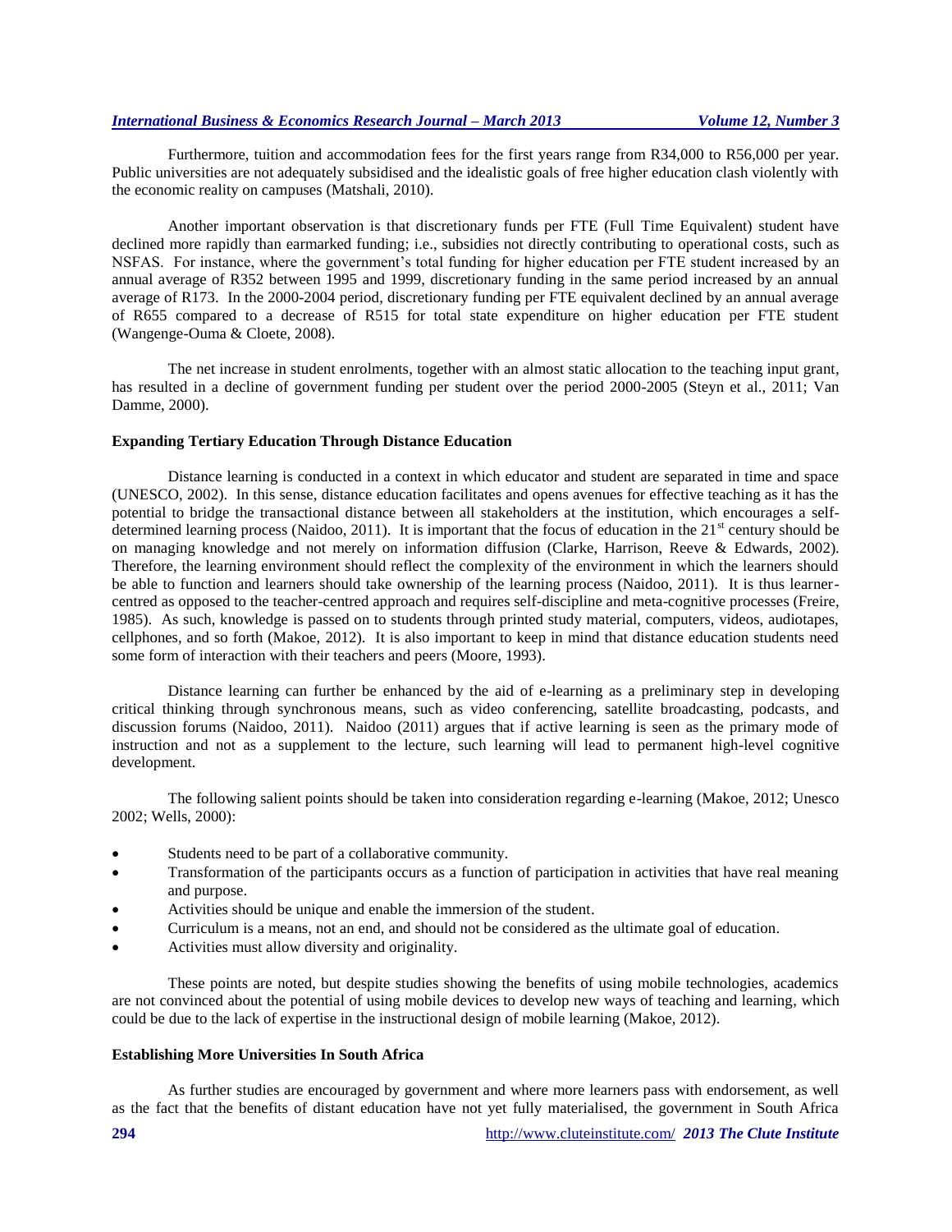Furthermore, tuition and accommodation fees for the first years range from R34,000 to R56,000 per year. Public universities are not adequately subsidised and the idealistic goals of free higher education clash violently with the economic reality on campuses (Matshali, 2010).

Another important observation is that discretionary funds per FTE (Full Time Equivalent) student have declined more rapidly than earmarked funding; i.e., subsidies not directly contributing to operational costs, such as NSFAS. For instance, where the government's total funding for higher education per FTE student increased by an annual average of R352 between 1995 and 1999, discretionary funding in the same period increased by an annual average of R173. In the 2000-2004 period, discretionary funding per FTE equivalent declined by an annual average of R655 compared to a decrease of R515 for total state expenditure on higher education per FTE student (Wangenge-Ouma & Cloete, 2008).

The net increase in student enrolments, together with an almost static allocation to the teaching input grant, has resulted in a decline of government funding per student over the period 2000-2005 (Steyn et al., 2011; Van Damme, 2000).

### Expanding Tertiary Education Through Distance Education

Distance learning is conducted in a context in which educator and student are separated in time and space (UNESCO, 2002). In this sense, distance education facilitates and opens avenues for effective teaching as it has the potential to bridge the transactional distance between all stakeholders at the institution, which encourages a self-determined learning process (Naidoo, 2011). It is important that the focus of education in the 21st century should be on managing knowledge and not merely on information diffusion (Clarke, Harrison, Reeve & Edwards, 2002). Therefore, the learning environment should reflect the complexity of the environment in which the learners should be able to function and learners should take ownership of the learning process (Naidoo, 2011). It is thus learner-centred as opposed to the teacher-centred approach and requires self-discipline and meta-cognitive processes (Freire, 1985). As such, knowledge is passed on to students through printed study material, computers, videos, audiotapes, cellphones, and so forth (Makoe, 2012). It is also important to keep in mind that distance education students need some form of interaction with their teachers and peers (Moore, 1993).

Distance learning can further be enhanced by the aid of e-learning as a preliminary step in developing critical thinking through synchronous means, such as video conferencing, satellite broadcasting, podcasts, and discussion forums (Naidoo, 2011). Naidoo (2011) argues that if active learning is seen as the primary mode of instruction and not as a supplement to the lecture, such learning will lead to permanent high-level cognitive development.

The following salient points should be taken into consideration regarding e-learning (Makoe, 2012; Unesco 2002; Wells, 2000):

- Students need to be part of a collaborative community.
- Transformation of the participants occurs as a function of participation in activities that have real meaning and purpose.
- Activities should be unique and enable the immersion of the student.
- Curriculum is a means, not an end, and should not be considered as the ultimate goal of education.
- Activities must allow diversity and originality.

These points are noted, but despite studies showing the benefits of using mobile technologies, academics are not convinced about the potential of using mobile devices to develop new ways of teaching and learning, which could be due to the lack of expertise in the instructional design of mobile learning (Makoe, 2012).

### Establishing More Universities In South Africa

As further studies are encouraged by government and where more learners pass with endorsement, as well as the fact that the benefits of distant education have not yet fully materialised, the government in South Africa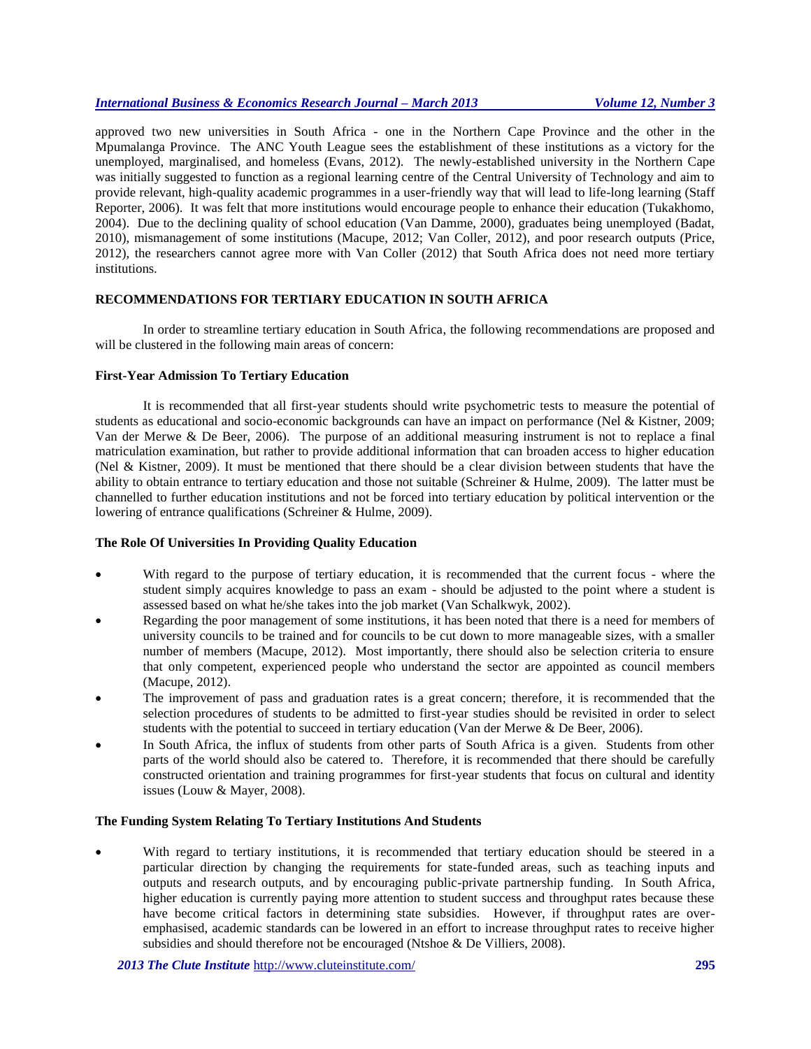approved two new universities in South Africa - one in the Northern Cape Province and the other in the Mpumalanga Province. The ANC Youth League sees the establishment of these institutions as a victory for the unemployed, marginalised, and homeless (Evans, 2012). The newly-established university in the Northern Cape was initially suggested to function as a regional learning centre of the Central University of Technology and aim to provide relevant, high-quality academic programmes in a user-friendly way that will lead to life-long learning (Staff Reporter, 2006). It was felt that more institutions would encourage people to enhance their education (Tukakhomo, 2004). Due to the declining quality of school education (Van Damme, 2000), graduates being unemployed (Badat, 2010), mismanagement of some institutions (Macupe, 2012; Van Coller, 2012), and poor research outputs (Price, 2012), the researchers cannot agree more with Van Coller (2012) that South Africa does not need more tertiary institutions.

## RECOMMENDATIONS FOR TERTIARY EDUCATION IN SOUTH AFRICA

In order to streamline tertiary education in South Africa, the following recommendations are proposed and will be clustered in the following main areas of concern:

### First-Year Admission To Tertiary Education

It is recommended that all first-year students should write psychometric tests to measure the potential of students as educational and socio-economic backgrounds can have an impact on performance (Nel & Kistner, 2009; Van der Merwe & De Beer, 2006). The purpose of an additional measuring instrument is not to replace a final matriculation examination, but rather to provide additional information that can broaden access to higher education (Nel & Kistner, 2009). It must be mentioned that there should be a clear division between students that have the ability to obtain entrance to tertiary education and those not suitable (Schreiner & Hulme, 2009). The latter must be channelled to further education institutions and not be forced into tertiary education by political intervention or the lowering of entrance qualifications (Schreiner & Hulme, 2009).

### The Role Of Universities In Providing Quality Education

- With regard to the purpose of tertiary education, it is recommended that the current focus - where the student simply acquires knowledge to pass an exam - should be adjusted to the point where a student is assessed based on what he/she takes into the job market (Van Schalkwyk, 2002).
- Regarding the poor management of some institutions, it has been noted that there is a need for members of university councils to be trained and for councils to be cut down to more manageable sizes, with a smaller number of members (Macupe, 2012). Most importantly, there should also be selection criteria to ensure that only competent, experienced people who understand the sector are appointed as council members (Macupe, 2012).
- The improvement of pass and graduation rates is a great concern; therefore, it is recommended that the selection procedures of students to be admitted to first-year studies should be revisited in order to select students with the potential to succeed in tertiary education (Van der Merwe & De Beer, 2006).
- In South Africa, the influx of students from other parts of South Africa is a given. Students from other parts of the world should also be catered to. Therefore, it is recommended that there should be carefully constructed orientation and training programmes for first-year students that focus on cultural and identity issues (Louw & Mayer, 2008).

### The Funding System Relating To Tertiary Institutions And Students

- With regard to tertiary institutions, it is recommended that tertiary education should be steered in a particular direction by changing the requirements for state-funded areas, such as teaching inputs and outputs and research outputs, and by encouraging public-private partnership funding. In South Africa, higher education is currently paying more attention to student success and throughput rates because these have become critical factors in determining state subsidies. However, if throughput rates are over-emphasised, academic standards can be lowered in an effort to increase throughput rates to receive higher subsidies and should therefore not be encouraged (Ntshoe & De Villiers, 2008).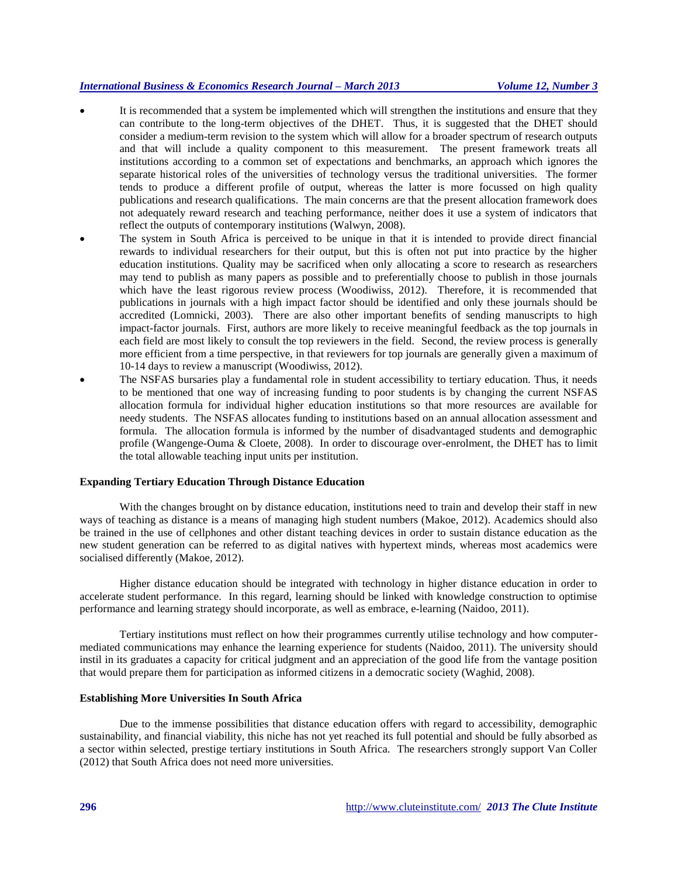- It is recommended that a system be implemented which will strengthen the institutions and ensure that they can contribute to the long-term objectives of the DHET. Thus, it is suggested that the DHET should consider a medium-term revision to the system which will allow for a broader spectrum of research outputs and that will include a quality component to this measurement. The present framework treats all institutions according to a common set of expectations and benchmarks, an approach which ignores the separate historical roles of the universities of technology versus the traditional universities. The former tends to produce a different profile of output, whereas the latter is more focussed on high quality publications and research qualifications. The main concerns are that the present allocation framework does not adequately reward research and teaching performance, neither does it use a system of indicators that reflect the outputs of contemporary institutions (Walwyn, 2008).
- The system in South Africa is perceived to be unique in that it is intended to provide direct financial rewards to individual researchers for their output, but this is often not put into practice by the higher education institutions. Quality may be sacrificed when only allocating a score to research as researchers may tend to publish as many papers as possible and to preferentially choose to publish in those journals which have the least rigorous review process (Woodiwiss, 2012). Therefore, it is recommended that publications in journals with a high impact factor should be identified and only these journals should be accredited (Lomnicki, 2003). There are also other important benefits of sending manuscripts to high impact-factor journals. First, authors are more likely to receive meaningful feedback as the top journals in each field are most likely to consult the top reviewers in the field. Second, the review process is generally more efficient from a time perspective, in that reviewers for top journals are generally given a maximum of 10-14 days to review a manuscript (Woodiwiss, 2012).
- The NSFAS bursaries play a fundamental role in student accessibility to tertiary education. Thus, it needs to be mentioned that one way of increasing funding to poor students is by changing the current NSFAS allocation formula for individual higher education institutions so that more resources are available for needy students. The NSFAS allocates funding to institutions based on an annual allocation assessment and formula. The allocation formula is informed by the number of disadvantaged students and demographic profile (Wangenge-Ouma & Cloete, 2008). In order to discourage over-enrolment, the DHET has to limit the total allowable teaching input units per institution.

### Expanding Tertiary Education Through Distance Education

With the changes brought on by distance education, institutions need to train and develop their staff in new ways of teaching as distance is a means of managing high student numbers (Makoe, 2012). Academics should also be trained in the use of cellphones and other distant teaching devices in order to sustain distance education as the new student generation can be referred to as digital natives with hypertext minds, whereas most academics were socialised differently (Makoe, 2012).

Higher distance education should be integrated with technology in higher distance education in order to accelerate student performance. In this regard, learning should be linked with knowledge construction to optimise performance and learning strategy should incorporate, as well as embrace, e-learning (Naidoo, 2011).

Tertiary institutions must reflect on how their programmes currently utilise technology and how computer-mediated communications may enhance the learning experience for students (Naidoo, 2011). The university should instil in its graduates a capacity for critical judgment and an appreciation of the good life from the vantage position that would prepare them for participation as informed citizens in a democratic society (Waghid, 2008).

### Establishing More Universities In South Africa

Due to the immense possibilities that distance education offers with regard to accessibility, demographic sustainability, and financial viability, this niche has not yet reached its full potential and should be fully absorbed as a sector within selected, prestige tertiary institutions in South Africa. The researchers strongly support Van Coller (2012) that South Africa does not need more universities.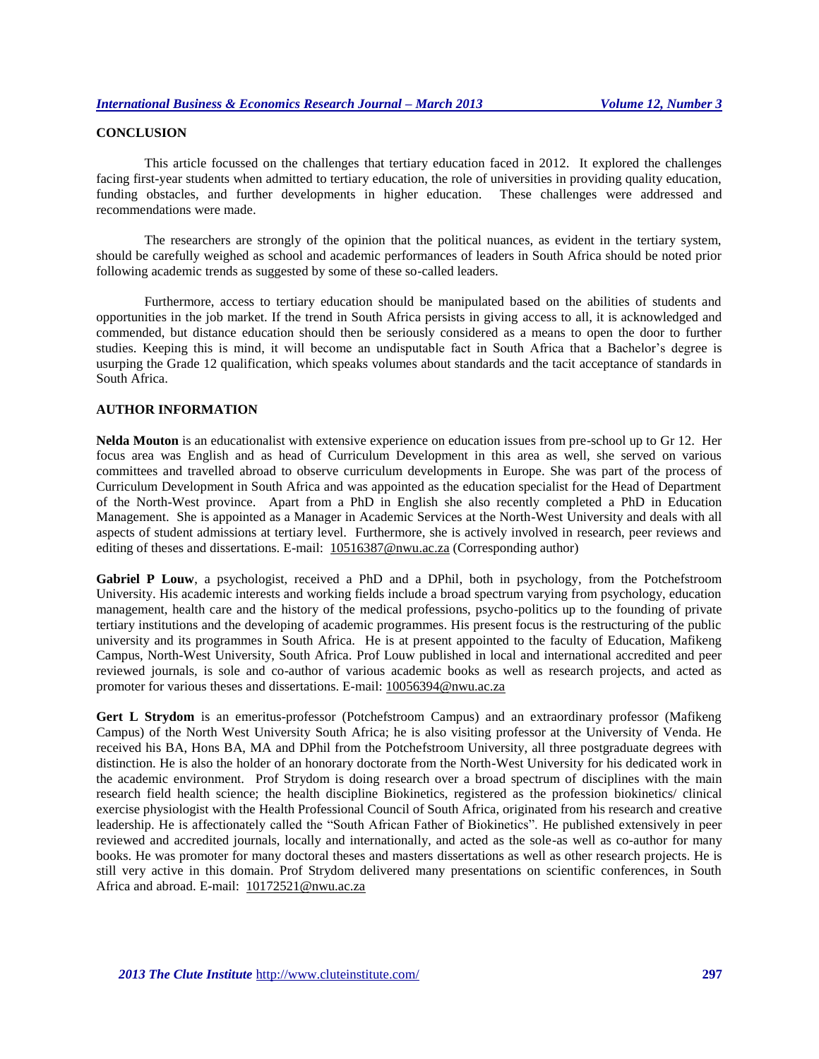## CONCLUSION

This article focussed on the challenges that tertiary education faced in 2012. It explored the challenges facing first-year students when admitted to tertiary education, the role of universities in providing quality education, funding obstacles, and further developments in higher education. These challenges were addressed and recommendations were made.

The researchers are strongly of the opinion that the political nuances, as evident in the tertiary system, should be carefully weighed as school and academic performances of leaders in South Africa should be noted prior following academic trends as suggested by some of these so-called leaders.

Furthermore, access to tertiary education should be manipulated based on the abilities of students and opportunities in the job market. If the trend in South Africa persists in giving access to all, it is acknowledged and commended, but distance education should then be seriously considered as a means to open the door to further studies. Keeping this is mind, it will become an undisputable fact in South Africa that a Bachelor's degree is usurping the Grade 12 qualification, which speaks volumes about standards and the tacit acceptance of standards in South Africa.

## AUTHOR INFORMATION

**Nelda Mouton** is an educationalist with extensive experience on education issues from pre-school up to Gr 12. Her focus area was English and as head of Curriculum Development in this area as well, she served on various committees and travelled abroad to observe curriculum developments in Europe. She was part of the process of Curriculum Development in South Africa and was appointed as the education specialist for the Head of Department of the North-West province. Apart from a PhD in English she also recently completed a PhD in Education Management. She is appointed as a Manager in Academic Services at the North-West University and deals with all aspects of student admissions at tertiary level. Furthermore, she is actively involved in research, peer reviews and editing of theses and dissertations. E-mail: 10516387@nwu.ac.za (Corresponding author)

**Gabriel P Louw**, a psychologist, received a PhD and a DPhil, both in psychology, from the Potchefstroom University. His academic interests and working fields include a broad spectrum varying from psychology, education management, health care and the history of the medical professions, psycho-politics up to the founding of private tertiary institutions and the developing of academic programmes. His present focus is the restructuring of the public university and its programmes in South Africa. He is at present appointed to the faculty of Education, Mafikeng Campus, North-West University, South Africa. Prof Louw published in local and international accredited and peer reviewed journals, is sole and co-author of various academic books as well as research projects, and acted as promoter for various theses and dissertations. E-mail: 10056394@nwu.ac.za

**Gert L Strydom** is an emeritus-professor (Potchefstroom Campus) and an extraordinary professor (Mafikeng Campus) of the North West University South Africa; he is also visiting professor at the University of Venda. He received his BA, Hons BA, MA and DPhil from the Potchefstroom University, all three postgraduate degrees with distinction. He is also the holder of an honorary doctorate from the North-West University for his dedicated work in the academic environment. Prof Strydom is doing research over a broad spectrum of disciplines with the main research field health science; the health discipline Biokinetics, registered as the profession biokinetics/ clinical exercise physiologist with the Health Professional Council of South Africa, originated from his research and creative leadership. He is affectionately called the "South African Father of Biokinetics". He published extensively in peer reviewed and accredited journals, locally and internationally, and acted as the sole-as well as co-author for many books. He was promoter for many doctoral theses and masters dissertations as well as other research projects. He is still very active in this domain. Prof Strydom delivered many presentations on scientific conferences, in South Africa and abroad. E-mail: 10172521@nwu.ac.za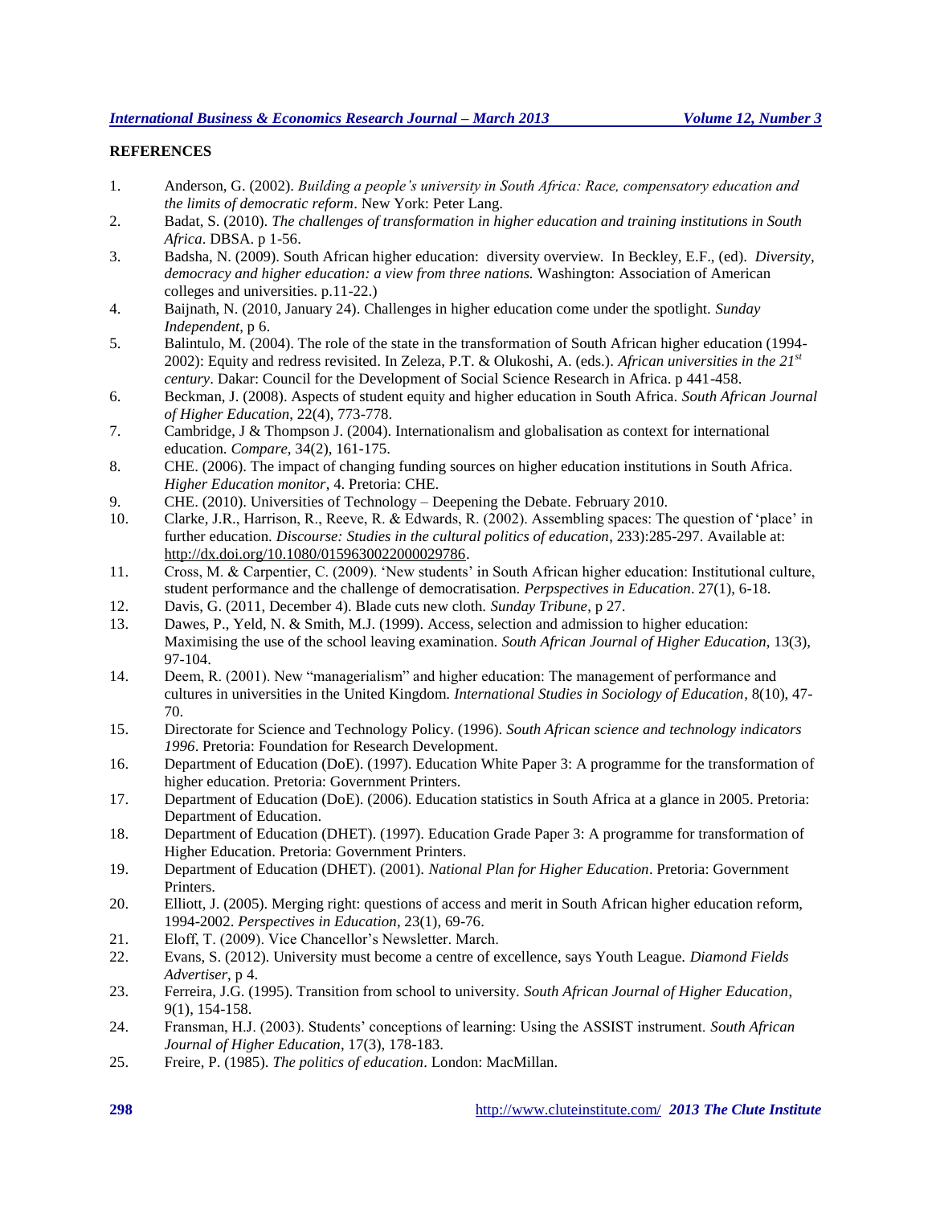## REFERENCES

1. Anderson, G. (2002). *Building a people's university in South Africa: Race, compensatory education and the limits of democratic reform*. New York: Peter Lang.
2. Badat, S. (2010). *The challenges of transformation in higher education and training institutions in South Africa*. DBSA. p 1-56.
3. Badsha, N. (2009). South African higher education: diversity overview. In Beckley, E.F., (ed). *Diversity, democracy and higher education: a view from three nations.* Washington: Association of American colleges and universities. p.11-22.)
4. Baijnath, N. (2010, January 24). Challenges in higher education come under the spotlight. *Sunday Independent*, p 6.
5. Balintulo, M. (2004). The role of the state in the transformation of South African higher education (1994-2002): Equity and redress revisited. In Zeleza, P.T. & Olukoshi, A. (eds.). *African universities in the 21st century*. Dakar: Council for the Development of Social Science Research in Africa. p 441-458.
6. Beckman, J. (2008). Aspects of student equity and higher education in South Africa. *South African Journal of Higher Education*, 22(4), 773-778.
7. Cambridge, J & Thompson J. (2004). Internationalism and globalisation as context for international education. *Compare*, 34(2), 161-175.
8. CHE. (2006). The impact of changing funding sources on higher education institutions in South Africa. *Higher Education monitor*, 4. Pretoria: CHE.
9. CHE. (2010). Universities of Technology – Deepening the Debate. February 2010.
10. Clarke, J.R., Harrison, R., Reeve, R. & Edwards, R. (2002). Assembling spaces: The question of 'place' in further education. *Discourse: Studies in the cultural politics of education*, 233):285-297. Available at: http://dx.doi.org/10.1080/0159630022000029786.
11. Cross, M. & Carpentier, C. (2009). 'New students' in South African higher education: Institutional culture, student performance and the challenge of democratisation. *Perpspectives in Education*. 27(1), 6-18.
12. Davis, G. (2011, December 4). Blade cuts new cloth. *Sunday Tribune*, p 27.
13. Dawes, P., Yeld, N. & Smith, M.J. (1999). Access, selection and admission to higher education: Maximising the use of the school leaving examination. *South African Journal of Higher Education*, 13(3), 97-104.
14. Deem, R. (2001). New "managerialism" and higher education: The management of performance and cultures in universities in the United Kingdom. *International Studies in Sociology of Education*, 8(10), 47-70.
15. Directorate for Science and Technology Policy. (1996). *South African science and technology indicators 1996*. Pretoria: Foundation for Research Development.
16. Department of Education (DoE). (1997). Education White Paper 3: A programme for the transformation of higher education. Pretoria: Government Printers.
17. Department of Education (DoE). (2006). Education statistics in South Africa at a glance in 2005. Pretoria: Department of Education.
18. Department of Education (DHET). (1997). Education Grade Paper 3: A programme for transformation of Higher Education. Pretoria: Government Printers.
19. Department of Education (DHET). (2001). *National Plan for Higher Education*. Pretoria: Government Printers.
20. Elliott, J. (2005). Merging right: questions of access and merit in South African higher education reform, 1994-2002. *Perspectives in Education*, 23(1), 69-76.
21. Eloff, T. (2009). Vice Chancellor's Newsletter. March.
22. Evans, S. (2012). University must become a centre of excellence, says Youth League. *Diamond Fields Advertiser*, p 4.
23. Ferreira, J.G. (1995). Transition from school to university. *South African Journal of Higher Education*, 9(1), 154-158.
24. Fransman, H.J. (2003). Students' conceptions of learning: Using the ASSIST instrument. *South African Journal of Higher Education*, 17(3), 178-183.
25. Freire, P. (1985). *The politics of education*. London: MacMillan.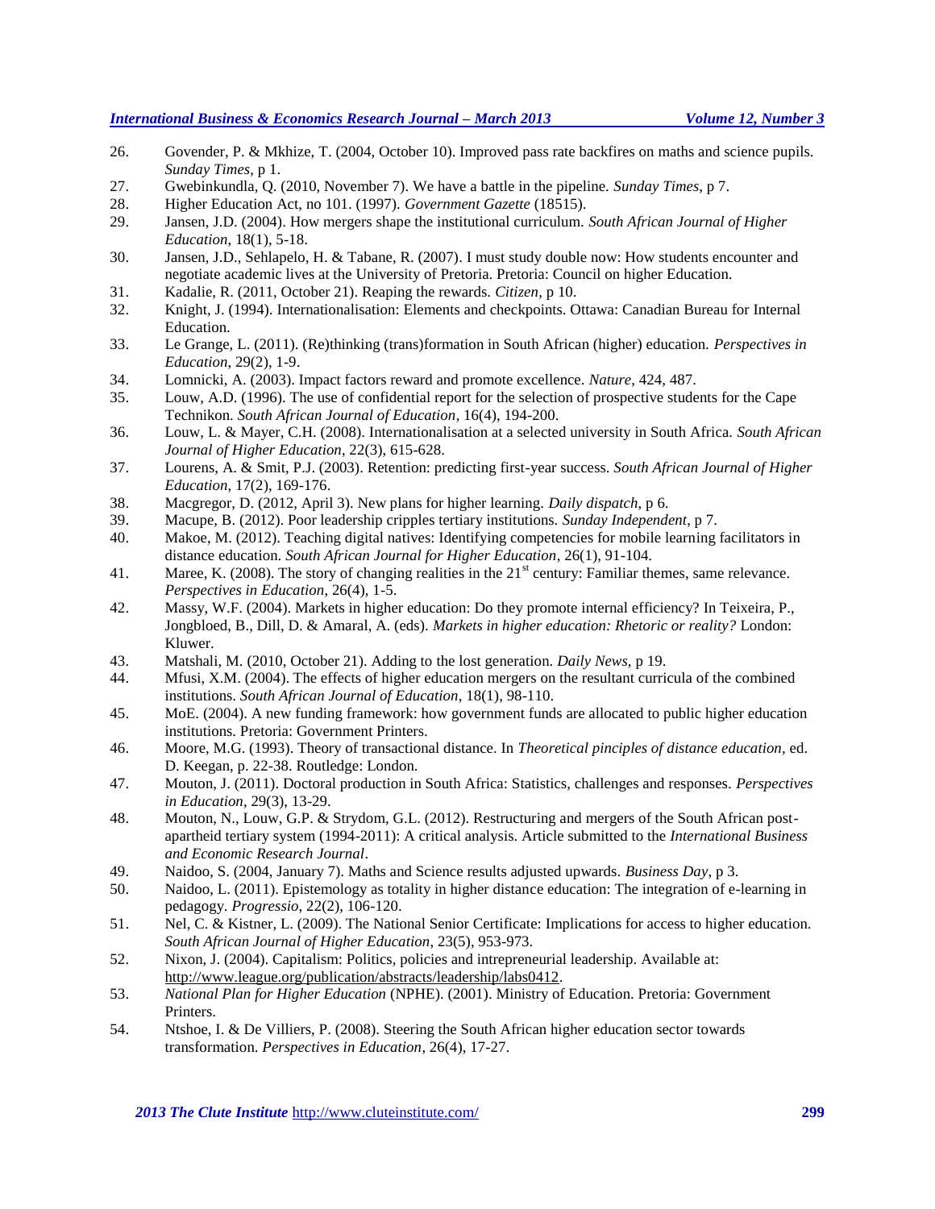26. Govender, P. & Mkhize, T. (2004, October 10). Improved pass rate backfires on maths and science pupils. *Sunday Times*, p 1.
27. Gwebinkundla, Q. (2010, November 7). We have a battle in the pipeline. *Sunday Times*, p 7.
28. Higher Education Act, no 101. (1997). *Government Gazette* (18515).
29. Jansen, J.D. (2004). How mergers shape the institutional curriculum. *South African Journal of Higher Education*, 18(1), 5-18.
30. Jansen, J.D., Sehlapelo, H. & Tabane, R. (2007). I must study double now: How students encounter and negotiate academic lives at the University of Pretoria. Pretoria: Council on higher Education.
31. Kadalie, R. (2011, October 21). Reaping the rewards. *Citizen*, p 10.
32. Knight, J. (1994). Internationalisation: Elements and checkpoints. Ottawa: Canadian Bureau for Internal Education.
33. Le Grange, L. (2011). (Re)thinking (trans)formation in South African (higher) education. *Perspectives in Education*, 29(2), 1-9.
34. Lomnicki, A. (2003). Impact factors reward and promote excellence. *Nature*, 424, 487.
35. Louw, A.D. (1996). The use of confidential report for the selection of prospective students for the Cape Technikon. *South African Journal of Education*, 16(4), 194-200.
36. Louw, L. & Mayer, C.H. (2008). Internationalisation at a selected university in South Africa. *South African Journal of Higher Education*, 22(3), 615-628.
37. Lourens, A. & Smit, P.J. (2003). Retention: predicting first-year success. *South African Journal of Higher Education*, 17(2), 169-176.
38. Macgregor, D. (2012, April 3). New plans for higher learning. *Daily dispatch*, p 6.
39. Macupe, B. (2012). Poor leadership cripples tertiary institutions. *Sunday Independent*, p 7.
40. Makoe, M. (2012). Teaching digital natives: Identifying competencies for mobile learning facilitators in distance education. *South African Journal for Higher Education*, 26(1), 91-104.
41. Maree, K. (2008). The story of changing realities in the 21st century: Familiar themes, same relevance. *Perspectives in Education*, 26(4), 1-5.
42. Massy, W.F. (2004). Markets in higher education: Do they promote internal efficiency? In Teixeira, P., Jongbloed, B., Dill, D. & Amaral, A. (eds). *Markets in higher education: Rhetoric or reality?* London: Kluwer.
43. Matshali, M. (2010, October 21). Adding to the lost generation. *Daily News*, p 19.
44. Mfusi, X.M. (2004). The effects of higher education mergers on the resultant curricula of the combined institutions. *South African Journal of Education*, 18(1), 98-110.
45. MoE. (2004). A new funding framework: how government funds are allocated to public higher education institutions. Pretoria: Government Printers.
46. Moore, M.G. (1993). Theory of transactional distance. In *Theoretical pinciples of distance education*, ed. D. Keegan, p. 22-38. Routledge: London.
47. Mouton, J. (2011). Doctoral production in South Africa: Statistics, challenges and responses. *Perspectives in Education*, 29(3), 13-29.
48. Mouton, N., Louw, G.P. & Strydom, G.L. (2012). Restructuring and mergers of the South African post-apartheid tertiary system (1994-2011): A critical analysis. Article submitted to the *International Business and Economic Research Journal*.
49. Naidoo, S. (2004, January 7). Maths and Science results adjusted upwards. *Business Day*, p 3.
50. Naidoo, L. (2011). Epistemology as totality in higher distance education: The integration of e-learning in pedagogy. *Progressio*, 22(2), 106-120.
51. Nel, C. & Kistner, L. (2009). The National Senior Certificate: Implications for access to higher education. *South African Journal of Higher Education*, 23(5), 953-973.
52. Nixon, J. (2004). Capitalism: Politics, policies and intrepreneurial leadership. Available at: http://www.league.org/publication/abstracts/leadership/labs0412.
53. *National Plan for Higher Education* (NPHE). (2001). Ministry of Education. Pretoria: Government Printers.
54. Ntshoe, I. & De Villiers, P. (2008). Steering the South African higher education sector towards transformation. *Perspectives in Education*, 26(4), 17-27.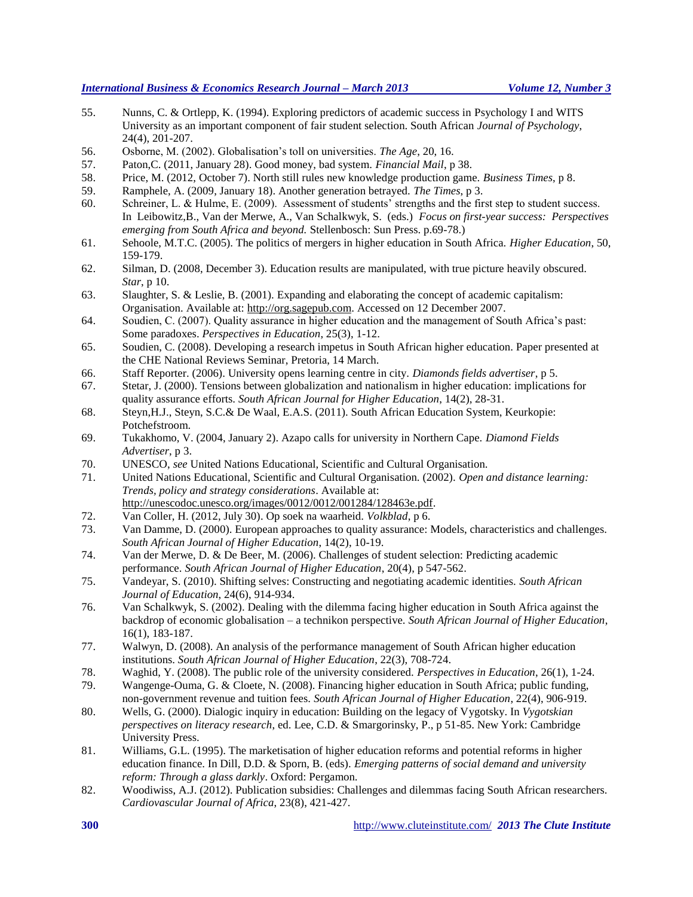55. Nunns, C. & Ortlepp, K. (1994). Exploring predictors of academic success in Psychology I and WITS University as an important component of fair student selection. South African *Journal of Psychology*, 24(4), 201-207.
56. Osborne, M. (2002). Globalisation's toll on universities. *The Age*, 20, 16.
57. Paton,C. (2011, January 28). Good money, bad system. *Financial Mail*, p 38.
58. Price, M. (2012, October 7). North still rules new knowledge production game. *Business Times*, p 8.
59. Ramphele, A. (2009, January 18). Another generation betrayed. *The Times*, p 3.
60. Schreiner, L. & Hulme, E. (2009). Assessment of students' strengths and the first step to student success. In Leibowitz,B., Van der Merwe, A., Van Schalkwyk, S. (eds.) *Focus on first-year success: Perspectives emerging from South Africa and beyond.* Stellenbosch: Sun Press. p.69-78.)
61. Sehoole, M.T.C. (2005). The politics of mergers in higher education in South Africa. *Higher Education*, 50, 159-179.
62. Silman, D. (2008, December 3). Education results are manipulated, with true picture heavily obscured. *Star*, p 10.
63. Slaughter, S. & Leslie, B. (2001). Expanding and elaborating the concept of academic capitalism: Organisation. Available at: http://org.sagepub.com. Accessed on 12 December 2007.
64. Soudien, C. (2007). Quality assurance in higher education and the management of South Africa's past: Some paradoxes. *Perspectives in Education*, 25(3), 1-12.
65. Soudien, C. (2008). Developing a research impetus in South African higher education. Paper presented at the CHE National Reviews Seminar, Pretoria, 14 March.
66. Staff Reporter. (2006). University opens learning centre in city. *Diamonds fields advertiser*, p 5.
67. Stetar, J. (2000). Tensions between globalization and nationalism in higher education: implications for quality assurance efforts. *South African Journal for Higher Education*, 14(2), 28-31.
68. Steyn,H.J., Steyn, S.C.& De Waal, E.A.S. (2011). South African Education System, Keurkopie: Potchefstroom.
69. Tukakhomo, V. (2004, January 2). Azapo calls for university in Northern Cape. *Diamond Fields Advertiser*, p 3.
70. UNESCO, *see* United Nations Educational, Scientific and Cultural Organisation.
71. United Nations Educational, Scientific and Cultural Organisation. (2002). *Open and distance learning: Trends, policy and strategy considerations*. Available at: http://unescodoc.unesco.org/images/0012/0012/001284/128463e.pdf.
72. Van Coller, H. (2012, July 30). Op soek na waarheid. *Volkblad*, p 6.
73. Van Damme, D. (2000). European approaches to quality assurance: Models, characteristics and challenges. *South African Journal of Higher Education*, 14(2), 10-19.
74. Van der Merwe, D. & De Beer, M. (2006). Challenges of student selection: Predicting academic performance. *South African Journal of Higher Education*, 20(4), p 547-562.
75. Vandeyar, S. (2010). Shifting selves: Constructing and negotiating academic identities. *South African Journal of Education*, 24(6), 914-934.
76. Van Schalkwyk, S. (2002). Dealing with the dilemma facing higher education in South Africa against the backdrop of economic globalisation – a technikon perspective. *South African Journal of Higher Education*, 16(1), 183-187.
77. Walwyn, D. (2008). An analysis of the performance management of South African higher education institutions. *South African Journal of Higher Education*, 22(3), 708-724.
78. Waghid, Y. (2008). The public role of the university considered. *Perspectives in Education*, 26(1), 1-24.
79. Wangenge-Ouma, G. & Cloete, N. (2008). Financing higher education in South Africa; public funding, non-government revenue and tuition fees. *South African Journal of Higher Education*, 22(4), 906-919.
80. Wells, G. (2000). Dialogic inquiry in education: Building on the legacy of Vygotsky. In *Vygotskian perspectives on literacy research*, ed. Lee, C.D. & Smargorinsky, P., p 51-85. New York: Cambridge University Press.
81. Williams, G.L. (1995). The marketisation of higher education reforms and potential reforms in higher education finance. In Dill, D.D. & Sporn, B. (eds). *Emerging patterns of social demand and university reform: Through a glass darkly*. Oxford: Pergamon.
82. Woodiwiss, A.J. (2012). Publication subsidies: Challenges and dilemmas facing South African researchers. *Cardiovascular Journal of Africa*, 23(8), 421-427.